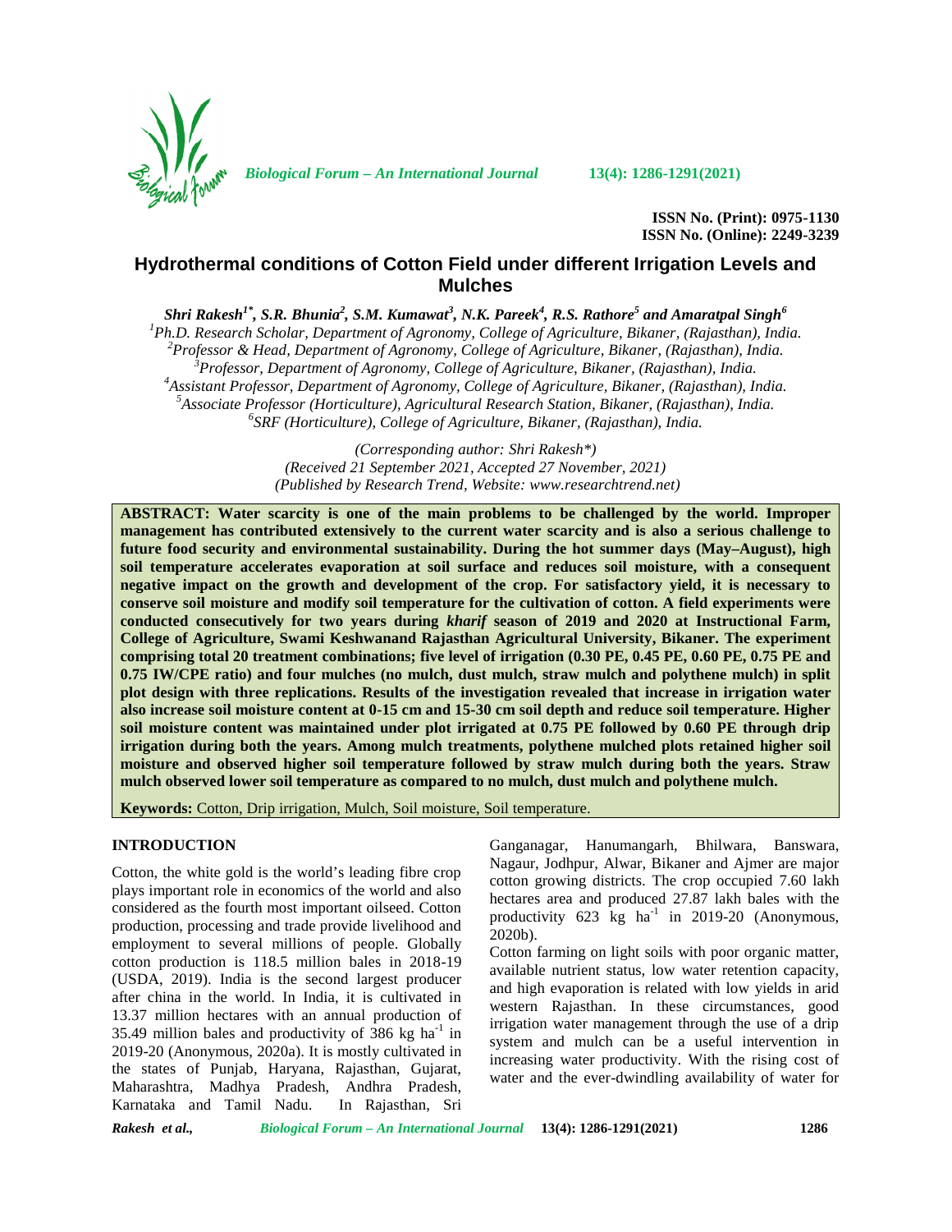ISSN No. (Print): 0975-1130
ISSN No. (Online): 2249-3239

# Hydrothermal conditions of Cotton Field under different Irrigation Levels and Mulches

***Shri Rakesh*[1*]*, S.R. Bhunia*[2]*, S.M. Kumawat*[3]*, N.K. Pareek*[4]*, R.S. Rathore*[5]* and Amaratpal Singh*[6]***

[1]*Ph.D. Research Scholar, Department of Agronomy, College of Agriculture, Bikaner, (Rajasthan), India.*
[2]*Professor & Head, Department of Agronomy, College of Agriculture, Bikaner, (Rajasthan), India.*
[3]*Professor, Department of Agronomy, College of Agriculture, Bikaner, (Rajasthan), India.*
[4]*Assistant Professor, Department of Agronomy, College of Agriculture, Bikaner, (Rajasthan), India.*
[5]*Associate Professor (Horticulture), Agricultural Research Station, Bikaner, (Rajasthan), India.*
[6]*SRF (Horticulture), College of Agriculture, Bikaner, (Rajasthan), India.*

*(Corresponding author: Shri Rakesh\*)*
*(Received 21 September 2021, Accepted 27 November, 2021)*
*(Published by Research Trend, Website: www.researchtrend.net)*

**ABSTRACT: Water scarcity is one of the main problems to be challenged by the world. Improper management has contributed extensively to the current water scarcity and is also a serious challenge to future food security and environmental sustainability. During the hot summer days (May–August), high soil temperature accelerates evaporation at soil surface and reduces soil moisture, with a consequent negative impact on the growth and development of the crop. For satisfactory yield, it is necessary to conserve soil moisture and modify soil temperature for the cultivation of cotton. A field experiments were conducted consecutively for two years during *kharif* season of 2019 and 2020 at Instructional Farm, College of Agriculture, Swami Keshwanand Rajasthan Agricultural University, Bikaner. The experiment comprising total 20 treatment combinations; five level of irrigation (0.30 PE, 0.45 PE, 0.60 PE, 0.75 PE and 0.75 IW/CPE ratio) and four mulches (no mulch, dust mulch, straw mulch and polythene mulch) in split plot design with three replications. Results of the investigation revealed that increase in irrigation water also increase soil moisture content at 0-15 cm and 15-30 cm soil depth and reduce soil temperature. Higher soil moisture content was maintained under plot irrigated at 0.75 PE followed by 0.60 PE through drip irrigation during both the years. Among mulch treatments, polythene mulched plots retained higher soil moisture and observed higher soil temperature followed by straw mulch during both the years. Straw mulch observed lower soil temperature as compared to no mulch, dust mulch and polythene mulch.**

**Keywords:** Cotton, Drip irrigation, Mulch, Soil moisture, Soil temperature.

## INTRODUCTION

Cotton, the white gold is the world's leading fibre crop plays important role in economics of the world and also considered as the fourth most important oilseed. Cotton production, processing and trade provide livelihood and employment to several millions of people. Globally cotton production is 118.5 million bales in 2018-19 (USDA, 2019). India is the second largest producer after china in the world. In India, it is cultivated in 13.37 million hectares with an annual production of 35.49 million bales and productivity of 386 kg ha$^{-1}$ in 2019-20 (Anonymous, 2020a). It is mostly cultivated in the states of Punjab, Haryana, Rajasthan, Gujarat, Maharashtra, Madhya Pradesh, Andhra Pradesh, Karnataka and Tamil Nadu. In Rajasthan, Sri Ganganagar, Hanumangarh, Bhilwara, Banswara, Nagaur, Jodhpur, Alwar, Bikaner and Ajmer are major cotton growing districts. The crop occupied 7.60 lakh hectares area and produced 27.87 lakh bales with the productivity 623 kg ha$^{-1}$ in 2019-20 (Anonymous, 2020b).

Cotton farming on light soils with poor organic matter, available nutrient status, low water retention capacity, and high evaporation is related with low yields in arid western Rajasthan. In these circumstances, good irrigation water management through the use of a drip system and mulch can be a useful intervention in increasing water productivity. With the rising cost of water and the ever-dwindling availability of water for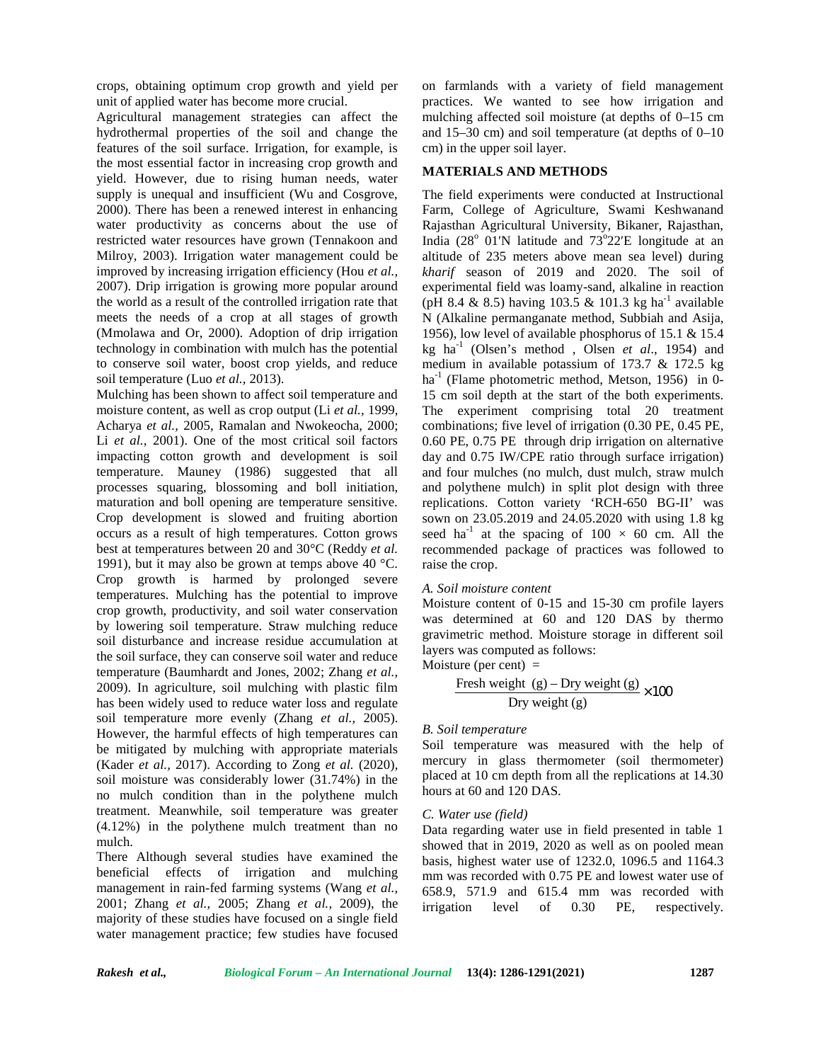crops, obtaining optimum crop growth and yield per unit of applied water has become more crucial.

Agricultural management strategies can affect the hydrothermal properties of the soil and change the features of the soil surface. Irrigation, for example, is the most essential factor in increasing crop growth and yield. However, due to rising human needs, water supply is unequal and insufficient (Wu and Cosgrove, 2000). There has been a renewed interest in enhancing water productivity as concerns about the use of restricted water resources have grown (Tennakoon and Milroy, 2003). Irrigation water management could be improved by increasing irrigation efficiency (Hou *et al.,* 2007). Drip irrigation is growing more popular around the world as a result of the controlled irrigation rate that meets the needs of a crop at all stages of growth (Mmolawa and Or, 2000). Adoption of drip irrigation technology in combination with mulch has the potential to conserve soil water, boost crop yields, and reduce soil temperature (Luo *et al.,* 2013).

Mulching has been shown to affect soil temperature and moisture content, as well as crop output (Li *et al.,* 1999, Acharya *et al.,* 2005, Ramalan and Nwokeocha, 2000; Li *et al.,* 2001). One of the most critical soil factors impacting cotton growth and development is soil temperature. Mauney (1986) suggested that all processes squaring, blossoming and boll initiation, maturation and boll opening are temperature sensitive. Crop development is slowed and fruiting abortion occurs as a result of high temperatures. Cotton grows best at temperatures between 20 and 30°C (Reddy *et al.* 1991), but it may also be grown at temps above 40 °C. Crop growth is harmed by prolonged severe temperatures. Mulching has the potential to improve crop growth, productivity, and soil water conservation by lowering soil temperature. Straw mulching reduce soil disturbance and increase residue accumulation at the soil surface, they can conserve soil water and reduce temperature (Baumhardt and Jones, 2002; Zhang *et al.,* 2009). In agriculture, soil mulching with plastic film has been widely used to reduce water loss and regulate soil temperature more evenly (Zhang *et al.,* 2005). However, the harmful effects of high temperatures can be mitigated by mulching with appropriate materials (Kader *et al.,* 2017). According to Zong *et al.* (2020), soil moisture was considerably lower (31.74%) in the no mulch condition than in the polythene mulch treatment. Meanwhile, soil temperature was greater (4.12%) in the polythene mulch treatment than no mulch.

There Although several studies have examined the beneficial effects of irrigation and mulching management in rain-fed farming systems (Wang *et al.,* 2001; Zhang *et al.,* 2005; Zhang *et al.,* 2009), the majority of these studies have focused on a single field water management practice; few studies have focused on farmlands with a variety of field management practices. We wanted to see how irrigation and mulching affected soil moisture (at depths of 0–15 cm and 15–30 cm) and soil temperature (at depths of 0–10 cm) in the upper soil layer.

## MATERIALS AND METHODS

The field experiments were conducted at Instructional Farm, College of Agriculture, Swami Keshwanand Rajasthan Agricultural University, Bikaner, Rajasthan, India (28° 01′N latitude and 73°22′E longitude at an altitude of 235 meters above mean sea level) during *kharif* season of 2019 and 2020. The soil of experimental field was loamy-sand, alkaline in reaction (pH 8.4 & 8.5) having 103.5 & 101.3 kg ha$^{-1}$ available N (Alkaline permanganate method, Subbiah and Asija, 1956), low level of available phosphorus of 15.1 & 15.4 kg ha$^{-1}$ (Olsen's method , Olsen *et al*., 1954) and medium in available potassium of 173.7 & 172.5 kg ha$^{-1}$ (Flame photometric method, Metson, 1956) in 0-15 cm soil depth at the start of the both experiments. The experiment comprising total 20 treatment combinations; five level of irrigation (0.30 PE, 0.45 PE, 0.60 PE, 0.75 PE through drip irrigation on alternative day and 0.75 IW/CPE ratio through surface irrigation) and four mulches (no mulch, dust mulch, straw mulch and polythene mulch) in split plot design with three replications. Cotton variety 'RCH-650 BG-II' was sown on 23.05.2019 and 24.05.2020 with using 1.8 kg seed ha$^{-1}$ at the spacing of 100 × 60 cm. All the recommended package of practices was followed to raise the crop.

### *A. Soil moisture content*

Moisture content of 0-15 and 15-30 cm profile layers was determined at 60 and 120 DAS by thermo gravimetric method. Moisture storage in different soil layers was computed as follows:

Moisture (per cent) =

$$\frac{\text{Fresh weight (g)} - \text{Dry weight (g)}}{\text{Dry weight (g)}} \times 100$$

### *B. Soil temperature*

Soil temperature was measured with the help of mercury in glass thermometer (soil thermometer) placed at 10 cm depth from all the replications at 14.30 hours at 60 and 120 DAS.

### *C. Water use (field)*

Data regarding water use in field presented in table 1 showed that in 2019, 2020 as well as on pooled mean basis, highest water use of 1232.0, 1096.5 and 1164.3 mm was recorded with 0.75 PE and lowest water use of 658.9, 571.9 and 615.4 mm was recorded with irrigation level of 0.30 PE, respectively.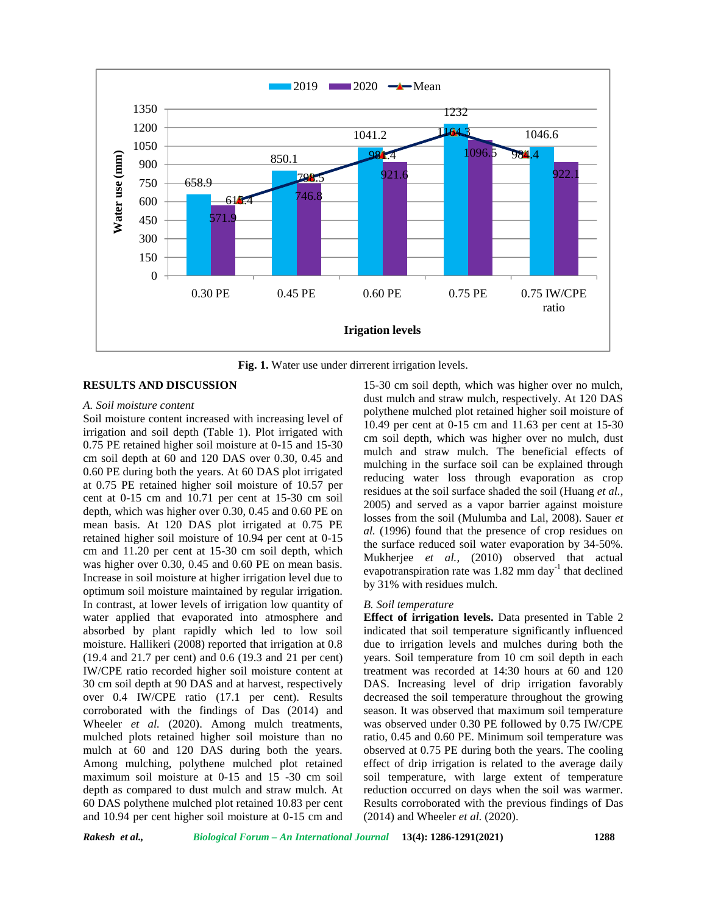Fig. 1. Water use under dirrerent irrigation levels.

## RESULTS AND DISCUSSION

### A. Soil moisture content

Soil moisture content increased with increasing level of irrigation and soil depth (Table 1). Plot irrigated with 0.75 PE retained higher soil moisture at 0-15 and 15-30 cm soil depth at 60 and 120 DAS over 0.30, 0.45 and 0.60 PE during both the years. At 60 DAS plot irrigated at 0.75 PE retained higher soil moisture of 10.57 per cent at 0-15 cm and 10.71 per cent at 15-30 cm soil depth, which was higher over 0.30, 0.45 and 0.60 PE on mean basis. At 120 DAS plot irrigated at 0.75 PE retained higher soil moisture of 10.94 per cent at 0-15 cm and 11.20 per cent at 15-30 cm soil depth, which was higher over 0.30, 0.45 and 0.60 PE on mean basis. Increase in soil moisture at higher irrigation level due to optimum soil moisture maintained by regular irrigation. In contrast, at lower levels of irrigation low quantity of water applied that evaporated into atmosphere and absorbed by plant rapidly which led to low soil moisture. Hallikeri (2008) reported that irrigation at 0.8 (19.4 and 21.7 per cent) and 0.6 (19.3 and 21 per cent) IW/CPE ratio recorded higher soil moisture content at 30 cm soil depth at 90 DAS and at harvest, respectively over 0.4 IW/CPE ratio (17.1 per cent). Results corroborated with the findings of Das (2014) and Wheeler *et al.* (2020). Among mulch treatments, mulched plots retained higher soil moisture than no mulch at 60 and 120 DAS during both the years. Among mulching, polythene mulched plot retained maximum soil moisture at 0-15 and 15 -30 cm soil depth as compared to dust mulch and straw mulch. At 60 DAS polythene mulched plot retained 10.83 per cent and 10.94 per cent higher soil moisture at 0-15 cm and 15-30 cm soil depth, which was higher over no mulch, dust mulch and straw mulch, respectively. At 120 DAS polythene mulched plot retained higher soil moisture of 10.49 per cent at 0-15 cm and 11.63 per cent at 15-30 cm soil depth, which was higher over no mulch, dust mulch and straw mulch. The beneficial effects of mulching in the surface soil can be explained through reducing water loss through evaporation as crop residues at the soil surface shaded the soil (Huang *et al.*, 2005) and served as a vapor barrier against moisture losses from the soil (Mulumba and Lal, 2008). Sauer *et al.* (1996) found that the presence of crop residues on the surface reduced soil water evaporation by 34-50%. Mukherjee *et al.*, (2010) observed that actual evapotranspiration rate was 1.82 mm day$^{-1}$ that declined by 31% with residues mulch.

### B. Soil temperature

**Effect of irrigation levels.** Data presented in Table 2 indicated that soil temperature significantly influenced due to irrigation levels and mulches during both the years. Soil temperature from 10 cm soil depth in each treatment was recorded at 14:30 hours at 60 and 120 DAS. Increasing level of drip irrigation favorably decreased the soil temperature throughout the growing season. It was observed that maximum soil temperature was observed under 0.30 PE followed by 0.75 IW/CPE ratio, 0.45 and 0.60 PE. Minimum soil temperature was observed at 0.75 PE during both the years. The cooling effect of drip irrigation is related to the average daily soil temperature, with large extent of temperature reduction occurred on days when the soil was warmer. Results corroborated with the previous findings of Das (2014) and Wheeler *et al.* (2020).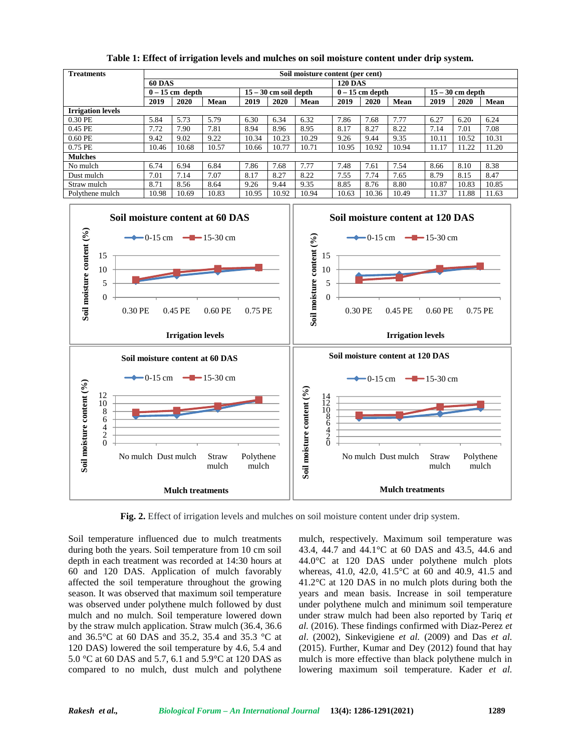**Table 1: Effect of irrigation levels and mulches on soil moisture content under drip system.**

| Treatments | Soil moisture content (per cent) | | | | | | | | | | | |
|---|---|---|---|---|---|---|---|---|---|---|---|---|
| | 60 DAS | | | | | | 120 DAS | | | | | |
| | 0 – 15 cm depth | | | 15 – 30 cm soil depth | | | 0 – 15 cm depth | | | 15 – 30 cm depth | | |
| | 2019 | 2020 | Mean | 2019 | 2020 | Mean | 2019 | 2020 | Mean | 2019 | 2020 | Mean |
| **Irrigation levels** | | | | | | | | | | | | |
| 0.30 PE | 5.84 | 5.73 | 5.79 | 6.30 | 6.34 | 6.32 | 7.86 | 7.68 | 7.77 | 6.27 | 6.20 | 6.24 |
| 0.45 PE | 7.72 | 7.90 | 7.81 | 8.94 | 8.96 | 8.95 | 8.17 | 8.27 | 8.22 | 7.14 | 7.01 | 7.08 |
| 0.60 PE | 9.42 | 9.02 | 9.22 | 10.34 | 10.23 | 10.29 | 9.26 | 9.44 | 9.35 | 10.11 | 10.52 | 10.31 |
| 0.75 PE | 10.46 | 10.68 | 10.57 | 10.66 | 10.77 | 10.71 | 10.95 | 10.92 | 10.94 | 11.17 | 11.22 | 11.20 |
| **Mulches** | | | | | | | | | | | | |
| No mulch | 6.74 | 6.94 | 6.84 | 7.86 | 7.68 | 7.77 | 7.48 | 7.61 | 7.54 | 8.66 | 8.10 | 8.38 |
| Dust mulch | 7.01 | 7.14 | 7.07 | 8.17 | 8.27 | 8.22 | 7.55 | 7.74 | 7.65 | 8.79 | 8.15 | 8.47 |
| Straw mulch | 8.71 | 8.56 | 8.64 | 9.26 | 9.44 | 9.35 | 8.85 | 8.76 | 8.80 | 10.87 | 10.83 | 10.85 |
| Polythene mulch | 10.98 | 10.69 | 10.83 | 10.95 | 10.92 | 10.94 | 10.63 | 10.36 | 10.49 | 11.37 | 11.88 | 11.63 |

**Fig. 2.** Effect of irrigation levels and mulches on soil moisture content under drip system.

Soil temperature influenced due to mulch treatments during both the years. Soil temperature from 10 cm soil depth in each treatment was recorded at 14:30 hours at 60 and 120 DAS. Application of mulch favorably affected the soil temperature throughout the growing season. It was observed that maximum soil temperature was observed under polythene mulch followed by dust mulch and no mulch. Soil temperature lowered down by the straw mulch application. Straw mulch (36.4, 36.6 and 36.5°C at 60 DAS and 35.2, 35.4 and 35.3 °C at 120 DAS) lowered the soil temperature by 4.6, 5.4 and 5.0 °C at 60 DAS and 5.7, 6.1 and 5.9°C at 120 DAS as compared to no mulch, dust mulch and polythene mulch, respectively. Maximum soil temperature was 43.4, 44.7 and 44.1°C at 60 DAS and 43.5, 44.6 and 44.0°C at 120 DAS under polythene mulch plots whereas, 41.0, 42.0, 41.5°C at 60 and 40.9, 41.5 and 41.2°C at 120 DAS in no mulch plots during both the years and mean basis. Increase in soil temperature under polythene mulch and minimum soil temperature under straw mulch had been also reported by Tariq *et al.* (2016). These findings confirmed with Diaz-Perez *et al.* (2002), Sinkevigiene *et al.* (2009) and Das *et al.* (2015). Further, Kumar and Dey (2012) found that hay mulch is more effective than black polythene mulch in lowering maximum soil temperature. Kader *et al.*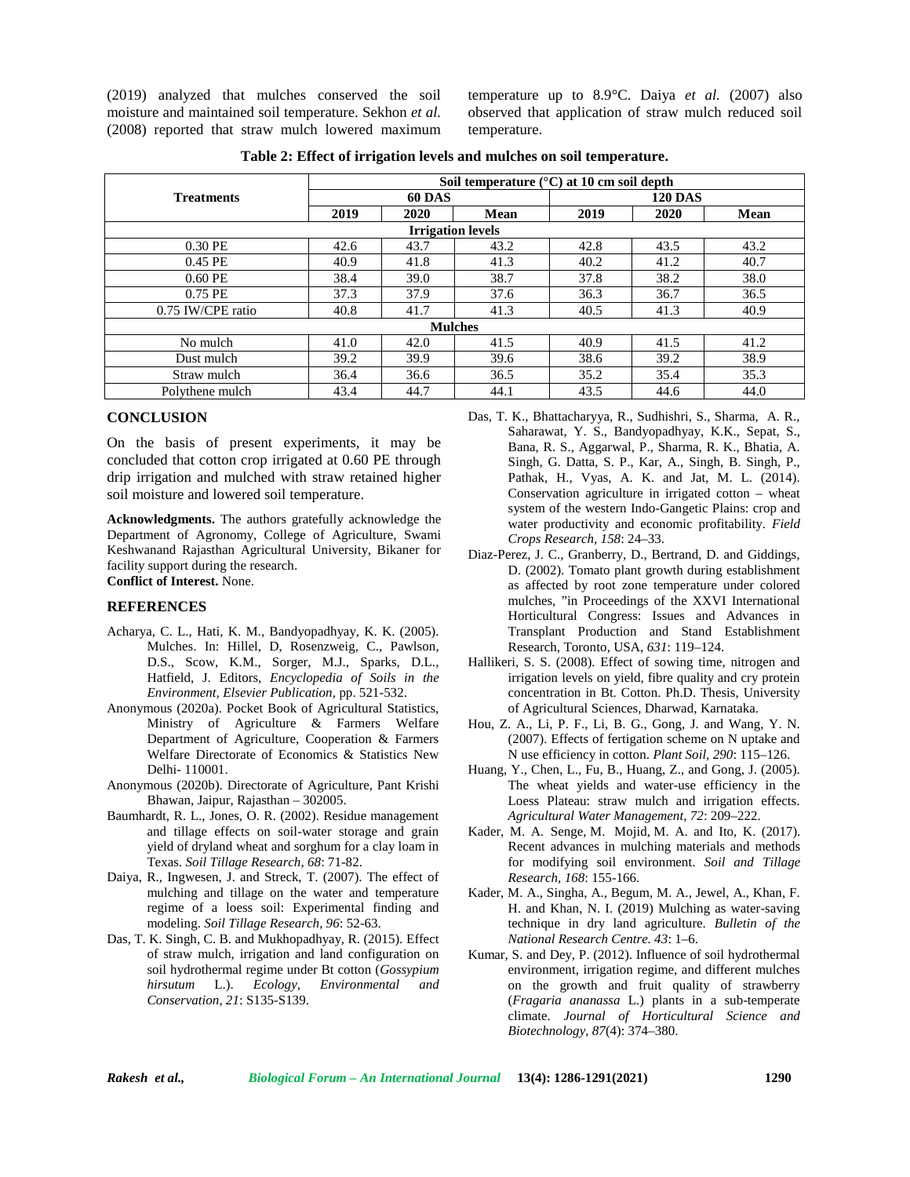(2019) analyzed that mulches conserved the soil moisture and maintained soil temperature. Sekhon *et al.* (2008) reported that straw mulch lowered maximum temperature up to 8.9°C. Daiya *et al.* (2007) also observed that application of straw mulch reduced soil temperature.

**Table 2: Effect of irrigation levels and mulches on soil temperature.**

| Treatments | Soil temperature (°C) at 10 cm soil depth | | | | | |
|---|---|---|---|---|---|---|
| | 60 DAS | | | 120 DAS | | |
| | 2019 | 2020 | Mean | 2019 | 2020 | Mean |
| **Irrigation levels** | | | | | | |
| 0.30 PE | 42.6 | 43.7 | 43.2 | 42.8 | 43.5 | 43.2 |
| 0.45 PE | 40.9 | 41.8 | 41.3 | 40.2 | 41.2 | 40.7 |
| 0.60 PE | 38.4 | 39.0 | 38.7 | 37.8 | 38.2 | 38.0 |
| 0.75 PE | 37.3 | 37.9 | 37.6 | 36.3 | 36.7 | 36.5 |
| 0.75 IW/CPE ratio | 40.8 | 41.7 | 41.3 | 40.5 | 41.3 | 40.9 |
| **Mulches** | | | | | | |
| No mulch | 41.0 | 42.0 | 41.5 | 40.9 | 41.5 | 41.2 |
| Dust mulch | 39.2 | 39.9 | 39.6 | 38.6 | 39.2 | 38.9 |
| Straw mulch | 36.4 | 36.6 | 36.5 | 35.2 | 35.4 | 35.3 |
| Polythene mulch | 43.4 | 44.7 | 44.1 | 43.5 | 44.6 | 44.0 |

## CONCLUSION

On the basis of present experiments, it may be concluded that cotton crop irrigated at 0.60 PE through drip irrigation and mulched with straw retained higher soil moisture and lowered soil temperature.

**Acknowledgments.** The authors gratefully acknowledge the Department of Agronomy, College of Agriculture, Swami Keshwanand Rajasthan Agricultural University, Bikaner for facility support during the research.

**Conflict of Interest.** None.

## REFERENCES

Acharya, C. L., Hati, K. M., Bandyopadhyay, K. K. (2005). Mulches. In: Hillel, D, Rosenzweig, C., Pawlson, D.S., Scow, K.M., Sorger, M.J., Sparks, D.L., Hatfield, J. Editors, *Encyclopedia of Soils in the Environment, Elsevier Publication*, pp. 521-532.

Anonymous (2020a). Pocket Book of Agricultural Statistics, Ministry of Agriculture & Farmers Welfare Department of Agriculture, Cooperation & Farmers Welfare Directorate of Economics & Statistics New Delhi- 110001.

Anonymous (2020b). Directorate of Agriculture, Pant Krishi Bhawan, Jaipur, Rajasthan – 302005.

Baumhardt, R. L., Jones, O. R. (2002). Residue management and tillage effects on soil-water storage and grain yield of dryland wheat and sorghum for a clay loam in Texas. *Soil Tillage Research, 68*: 71-82.

Daiya, R., Ingwesen, J. and Streck, T. (2007). The effect of mulching and tillage on the water and temperature regime of a loess soil: Experimental finding and modeling. *Soil Tillage Research, 96*: 52-63.

Das, T. K. Singh, C. B. and Mukhopadhyay, R. (2015). Effect of straw mulch, irrigation and land configuration on soil hydrothermal regime under Bt cotton (*Gossypium hirsutum* L.). *Ecology, Environmental and Conservation, 21*: S135-S139.

Das, T. K., Bhattacharyya, R., Sudhishri, S., Sharma, A. R., Saharawat, Y. S., Bandyopadhyay, K.K., Sepat, S., Bana, R. S., Aggarwal, P., Sharma, R. K., Bhatia, A. Singh, G. Datta, S. P., Kar, A., Singh, B. Singh, P., Pathak, H., Vyas, A. K. and Jat, M. L. (2014). Conservation agriculture in irrigated cotton – wheat system of the western Indo-Gangetic Plains: crop and water productivity and economic profitability. *Field Crops Research, 158*: 24–33.

Diaz-Perez, J. C., Granberry, D., Bertrand, D. and Giddings, D. (2002). Tomato plant growth during establishment as affected by root zone temperature under colored mulches, "in Proceedings of the XXVI International Horticultural Congress: Issues and Advances in Transplant Production and Stand Establishment Research, Toronto, USA, *631*: 119–124.

Hallikeri, S. S. (2008). Effect of sowing time, nitrogen and irrigation levels on yield, fibre quality and cry protein concentration in Bt. Cotton. Ph.D. Thesis, University of Agricultural Sciences, Dharwad, Karnataka.

Hou, Z. A., Li, P. F., Li, B. G., Gong, J. and Wang, Y. N. (2007). Effects of fertigation scheme on N uptake and N use efficiency in cotton. *Plant Soil, 290*: 115–126.

Huang, Y., Chen, L., Fu, B., Huang, Z., and Gong, J. (2005). The wheat yields and water-use efficiency in the Loess Plateau: straw mulch and irrigation effects. *Agricultural Water Management, 72*: 209–222.

Kader, M. A. Senge, M. Mojid, M. A. and Ito, K. (2017). Recent advances in mulching materials and methods for modifying soil environment. *Soil and Tillage Research, 168*: 155-166.

Kader, M. A., Singha, A., Begum, M. A., Jewel, A., Khan, F. H. and Khan, N. I. (2019) Mulching as water-saving technique in dry land agriculture. *Bulletin of the National Research Centre. 43*: 1–6.

Kumar, S. and Dey, P. (2012). Influence of soil hydrothermal environment, irrigation regime, and different mulches on the growth and fruit quality of strawberry (*Fragaria ananassa* L.) plants in a sub-temperate climate. *Journal of Horticultural Science and Biotechnology, 87*(4): 374–380.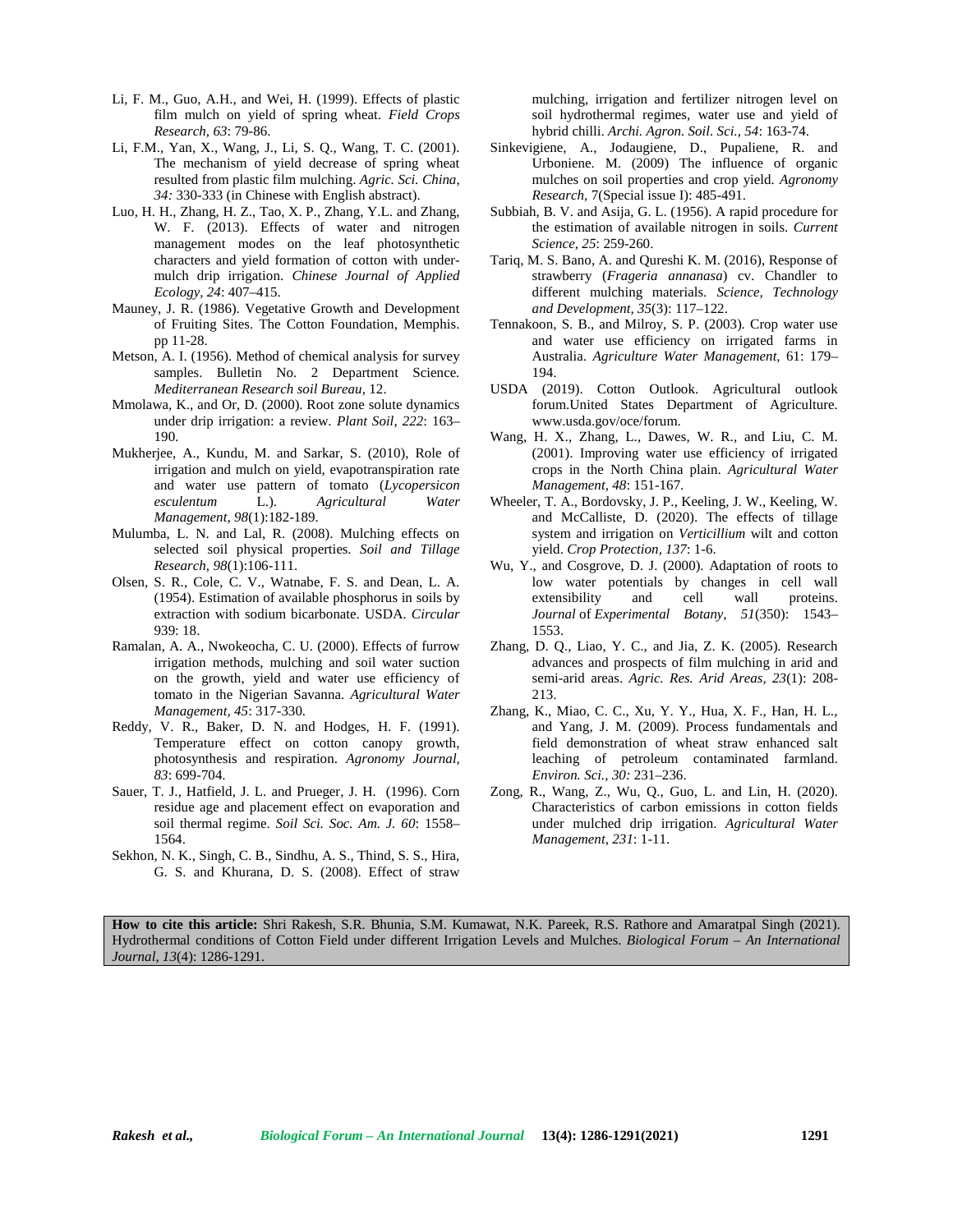Li, F. M., Guo, A.H., and Wei, H. (1999). Effects of plastic film mulch on yield of spring wheat. *Field Crops Research, 63*: 79-86.

Li, F.M., Yan, X., Wang, J., Li, S. Q., Wang, T. C. (2001). The mechanism of yield decrease of spring wheat resulted from plastic film mulching. *Agric. Sci. China, 34:* 330-333 (in Chinese with English abstract).

Luo, H. H., Zhang, H. Z., Tao, X. P., Zhang, Y.L. and Zhang, W. F. (2013). Effects of water and nitrogen management modes on the leaf photosynthetic characters and yield formation of cotton with under-mulch drip irrigation. *Chinese Journal of Applied Ecology, 24*: 407–415.

Mauney, J. R. (1986). Vegetative Growth and Development of Fruiting Sites. The Cotton Foundation, Memphis. pp 11-28.

Metson, A. I. (1956). Method of chemical analysis for survey samples. Bulletin No. 2 Department Science. *Mediterranean Research soil Bureau,* 12.

Mmolawa, K., and Or, D. (2000). Root zone solute dynamics under drip irrigation: a review. *Plant Soil, 222*: 163–190.

Mukherjee, A., Kundu, M. and Sarkar, S. (2010), Role of irrigation and mulch on yield, evapotranspiration rate and water use pattern of tomato (*Lycopersicon esculentum* L.). *Agricultural Water Management, 98*(1):182-189.

Mulumba, L. N. and Lal, R. (2008). Mulching effects on selected soil physical properties. *Soil and Tillage Research, 98*(1):106-111.

Olsen, S. R., Cole, C. V., Watnabe, F. S. and Dean, L. A. (1954). Estimation of available phosphorus in soils by extraction with sodium bicarbonate. USDA. *Circular* 939: 18.

Ramalan, A. A., Nwokeocha, C. U. (2000). Effects of furrow irrigation methods, mulching and soil water suction on the growth, yield and water use efficiency of tomato in the Nigerian Savanna. *Agricultural Water Management, 45*: 317-330.

Reddy, V. R., Baker, D. N. and Hodges, H. F. (1991). Temperature effect on cotton canopy growth, photosynthesis and respiration. *Agronomy Journal, 83*: 699-704.

Sauer, T. J., Hatfield, J. L. and Prueger, J. H. (1996). Corn residue age and placement effect on evaporation and soil thermal regime. *Soil Sci. Soc. Am. J. 60*: 1558–1564.

Sekhon, N. K., Singh, C. B., Sindhu, A. S., Thind, S. S., Hira, G. S. and Khurana, D. S. (2008). Effect of straw mulching, irrigation and fertilizer nitrogen level on soil hydrothermal regimes, water use and yield of hybrid chilli. *Archi. Agron. Soil. Sci., 54*: 163-74.

Sinkevigiene, A., Jodaugiene, D., Pupaliene, R. and Urboniene. M. (2009) The influence of organic mulches on soil properties and crop yield. *Agronomy Research,* 7(Special issue I): 485-491.

Subbiah, B. V. and Asija, G. L. (1956). A rapid procedure for the estimation of available nitrogen in soils. *Current Science, 25*: 259-260.

Tariq, M. S. Bano, A. and Qureshi K. M. (2016), Response of strawberry (*Frageria annanasa*) cv. Chandler to different mulching materials. *Science, Technology and Development, 35*(3): 117–122.

Tennakoon, S. B., and Milroy, S. P. (2003). Crop water use and water use efficiency on irrigated farms in Australia. *Agriculture Water Management*, 61: 179–194.

USDA (2019). Cotton Outlook. Agricultural outlook forum.United States Department of Agriculture. www.usda.gov/oce/forum.

Wang, H. X., Zhang, L., Dawes, W. R., and Liu, C. M. (2001). Improving water use efficiency of irrigated crops in the North China plain. *Agricultural Water Management, 48*: 151-167.

Wheeler, T. A., Bordovsky, J. P., Keeling, J. W., Keeling, W. and McCalliste, D. (2020). The effects of tillage system and irrigation on *Verticillium* wilt and cotton yield. *Crop Protection, 137*: 1-6.

Wu, Y., and Cosgrove, D. J. (2000). Adaptation of roots to low water potentials by changes in cell wall extensibility and cell wall proteins. *Journal* of *Experimental Botany, 51*(350): 1543–1553.

Zhang, D. Q., Liao, Y. C., and Jia, Z. K. (2005). Research advances and prospects of film mulching in arid and semi-arid areas. *Agric. Res. Arid Areas, 23*(1): 208-213.

Zhang, K., Miao, C. C., Xu, Y. Y., Hua, X. F., Han, H. L., and Yang, J. M. (2009). Process fundamentals and field demonstration of wheat straw enhanced salt leaching of petroleum contaminated farmland. *Environ. Sci., 30:* 231–236.

Zong, R., Wang, Z., Wu, Q., Guo, L. and Lin, H. (2020). Characteristics of carbon emissions in cotton fields under mulched drip irrigation. *Agricultural Water Management, 231*: 1-11.

**How to cite this article:** Shri Rakesh, S.R. Bhunia, S.M. Kumawat, N.K. Pareek, R.S. Rathore and Amaratpal Singh (2021). Hydrothermal conditions of Cotton Field under different Irrigation Levels and Mulches. *Biological Forum – An International Journal*, *13*(4): 1286-1291.